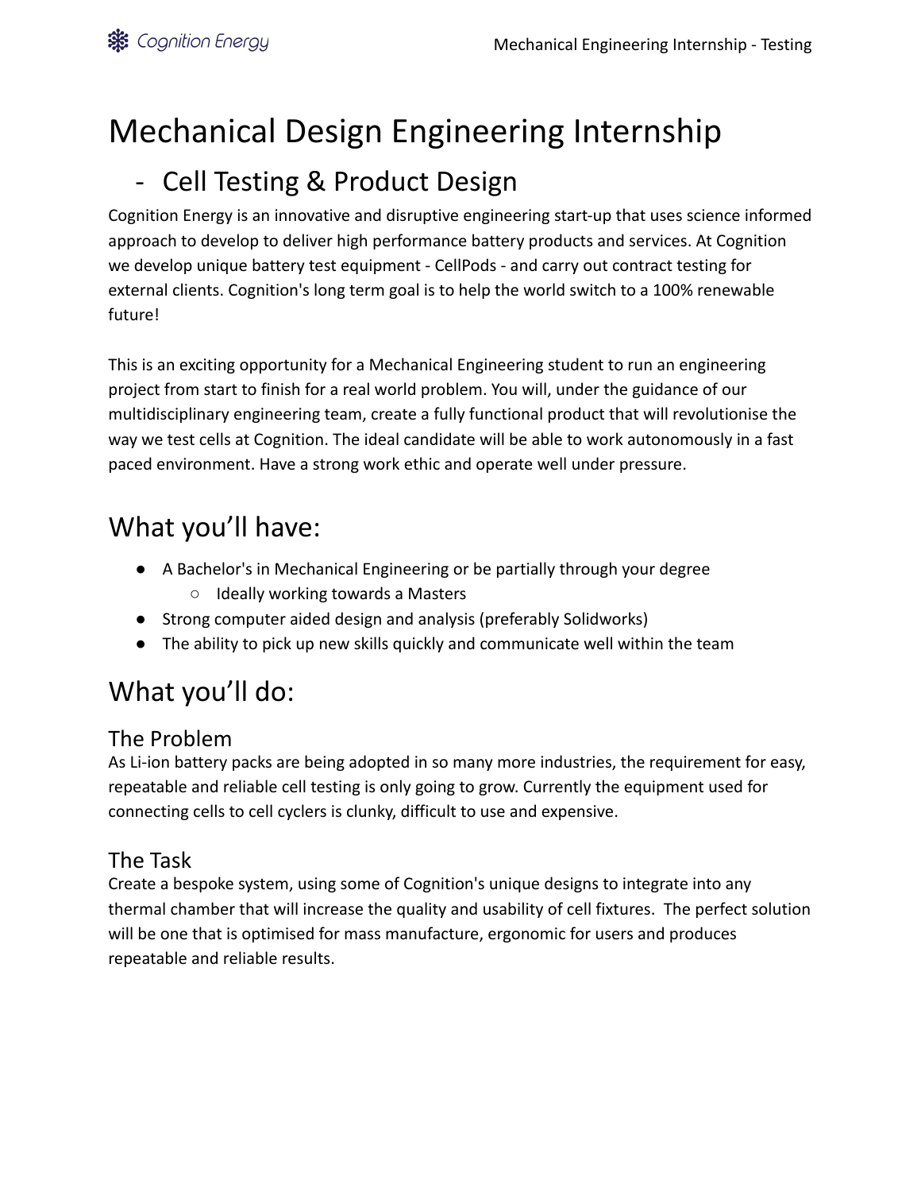# Mechanical Design Engineering Internship

## - Cell Testing & Product Design

Cognition Energy is an innovative and disruptive engineering start-up that uses science informed approach to develop to deliver high performance battery products and services. At Cognition we develop unique battery test equipment - CellPods - and carry out contract testing for external clients. Cognition's long term goal is to help the world switch to a 100% renewable future!

This is an exciting opportunity for a Mechanical Engineering student to run an engineering project from start to finish for a real world problem. You will, under the guidance of our multidisciplinary engineering team, create a fully functional product that will revolutionise the way we test cells at Cognition. The ideal candidate will be able to work autonomously in a fast paced environment. Have a strong work ethic and operate well under pressure.

## What you'll have:

- A Bachelor's in Mechanical Engineering or be partially through your degree
  - Ideally working towards a Masters
- Strong computer aided design and analysis (preferably Solidworks)
- The ability to pick up new skills quickly and communicate well within the team

## What you'll do:

### The Problem

As Li-ion battery packs are being adopted in so many more industries, the requirement for easy, repeatable and reliable cell testing is only going to grow. Currently the equipment used for connecting cells to cell cyclers is clunky, difficult to use and expensive.

### The Task

Create a bespoke system, using some of Cognition's unique designs to integrate into any thermal chamber that will increase the quality and usability of cell fixtures. The perfect solution will be one that is optimised for mass manufacture, ergonomic for users and produces repeatable and reliable results.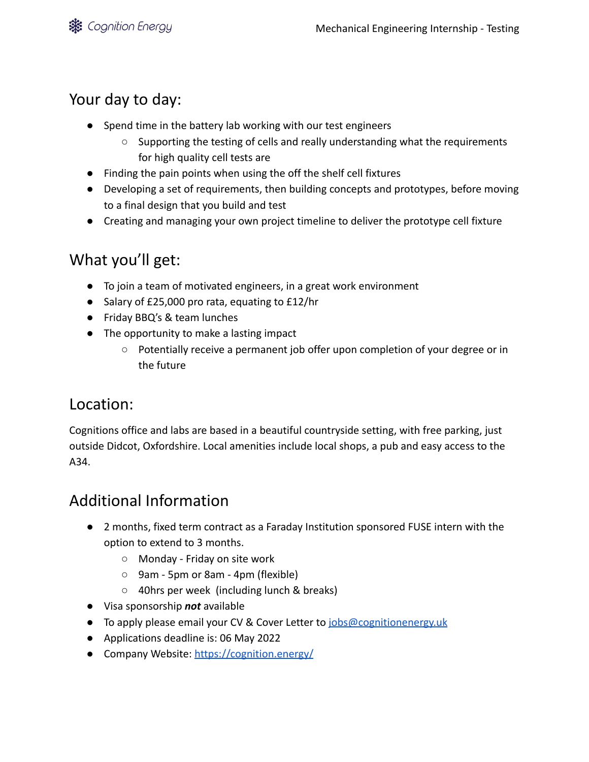## Your day to day:

- Spend time in the battery lab working with our test engineers
  - Supporting the testing of cells and really understanding what the requirements for high quality cell tests are
- Finding the pain points when using the off the shelf cell fixtures
- Developing a set of requirements, then building concepts and prototypes, before moving to a final design that you build and test
- Creating and managing your own project timeline to deliver the prototype cell fixture

## What you'll get:

- To join a team of motivated engineers, in a great work environment
- Salary of £25,000 pro rata, equating to £12/hr
- Friday BBQ's & team lunches
- The opportunity to make a lasting impact
  - Potentially receive a permanent job offer upon completion of your degree or in the future

## Location:

Cognitions office and labs are based in a beautiful countryside setting, with free parking, just outside Didcot, Oxfordshire. Local amenities include local shops, a pub and easy access to the A34.

## Additional Information

- 2 months, fixed term contract as a Faraday Institution sponsored FUSE intern with the option to extend to 3 months.
  - Monday - Friday on site work
  - 9am - 5pm or 8am - 4pm (flexible)
  - 40hrs per week (including lunch & breaks)
- Visa sponsorship ***not*** available
- To apply please email your CV & Cover Letter to [jobs@cognitionenergy.uk](mailto:jobs@cognitionenergy.uk)
- Applications deadline is: 06 May 2022
- Company Website: [https://cognition.energy/](https://cognition.energy/)